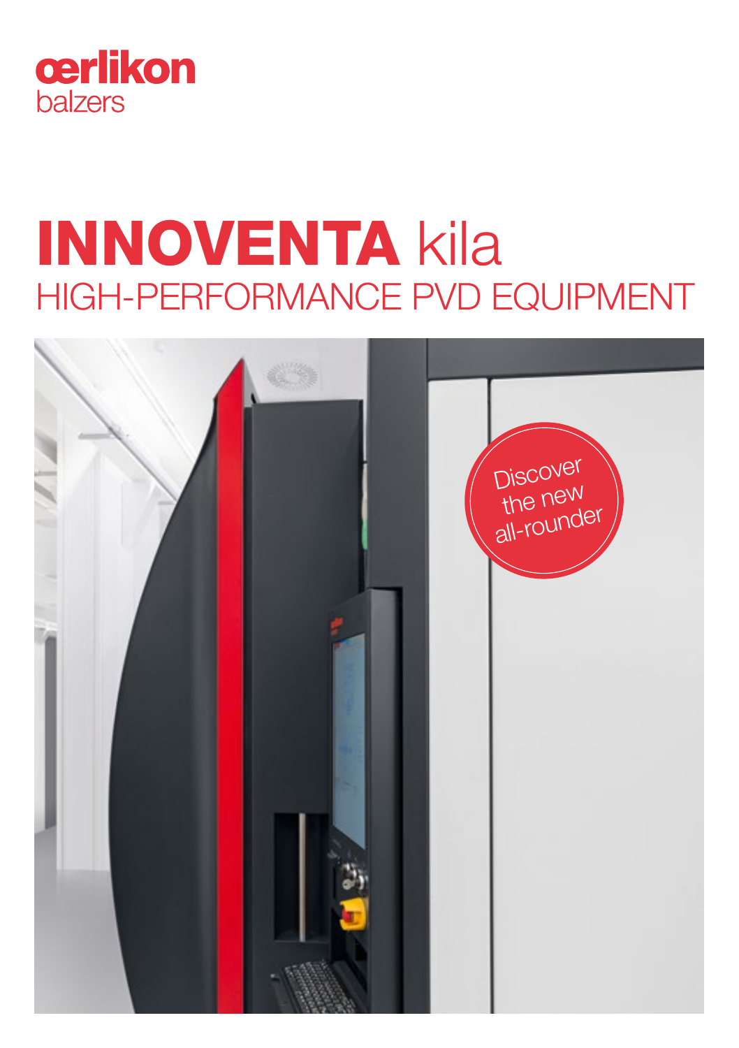oerlikon
balzers

# INNOVENTA kila

## HIGH-PERFORMANCE PVD EQUIPMENT

Discover the new all-rounder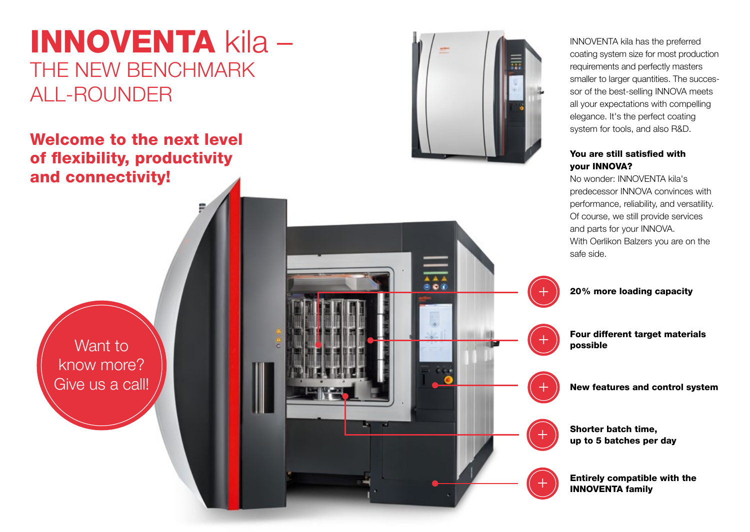# INNOVENTA kila – THE NEW BENCHMARK ALL-ROUNDER

## Welcome to the next level of flexibility, productivity and connectivity!

Want to know more? Give us a call!

INNOVENTA kila has the preferred coating system size for most production requirements and perfectly masters smaller to larger quantities. The successor of the best-selling INNOVA meets all your expectations with compelling elegance. It's the perfect coating system for tools, and also R&D.

**You are still satisfied with your INNOVA?**
No wonder: INNOVENTA kila's predecessor INNOVA convinces with performance, reliability, and versatility. Of course, we still provide services and parts for your INNOVA.
With Oerlikon Balzers you are on the safe side.

- **20% more loading capacity**
- **Four different target materials possible**
- **New features and control system**
- **Shorter batch time, up to 5 batches per day**
- **Entirely compatible with the INNOVENTA family**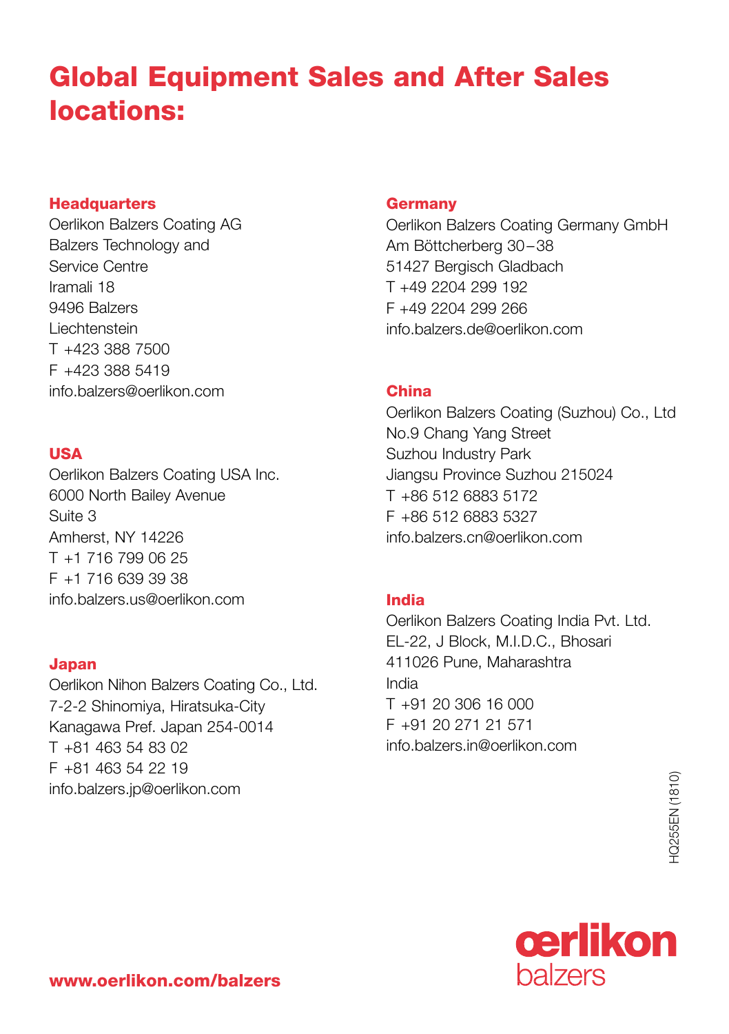# Global Equipment Sales and After Sales locations:

**Headquarters**
Oerlikon Balzers Coating AG
Balzers Technology and
Service Centre
Iramali 18
9496 Balzers
Liechtenstein
T +423 388 7500
F +423 388 5419
info.balzers@oerlikon.com

**USA**
Oerlikon Balzers Coating USA Inc.
6000 North Bailey Avenue
Suite 3
Amherst, NY 14226
T +1 716 799 06 25
F +1 716 639 39 38
info.balzers.us@oerlikon.com

**Japan**
Oerlikon Nihon Balzers Coating Co., Ltd.
7-2-2 Shinomiya, Hiratsuka-City
Kanagawa Pref. Japan 254-0014
T +81 463 54 83 02
F +81 463 54 22 19
info.balzers.jp@oerlikon.com

**Germany**
Oerlikon Balzers Coating Germany GmbH
Am Böttcherberg 30 – 38
51427 Bergisch Gladbach
T +49 2204 299 192
F +49 2204 299 266
info.balzers.de@oerlikon.com

**China**
Oerlikon Balzers Coating (Suzhou) Co., Ltd
No.9 Chang Yang Street
Suzhou Industry Park
Jiangsu Province Suzhou 215024
T +86 512 6883 5172
F +86 512 6883 5327
info.balzers.cn@oerlikon.com

**India**
Oerlikon Balzers Coating India Pvt. Ltd.
EL-22, J Block, M.I.D.C., Bhosari
411026 Pune, Maharashtra
India
T +91 20 306 16 000
F +91 20 271 21 571
info.balzers.in@oerlikon.com

HQ255EN (1810)

**www.oerlikon.com/balzers**

oerlikon balzers